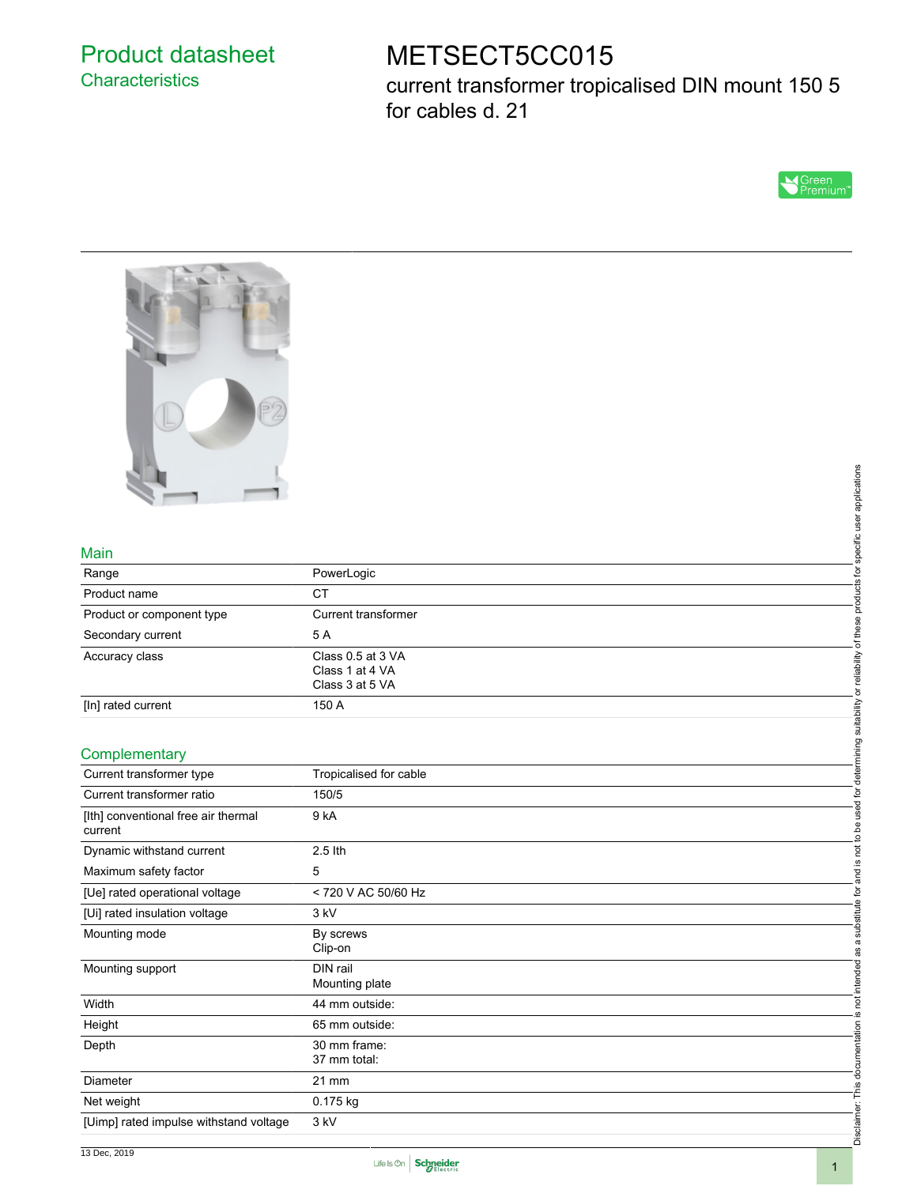# Product datasheet

## Characteristics

# METSECT5CC015

current transformer tropicalised DIN mount 150 5 for cables d. 21

Green Premium™

## Main

| | |
|---|---|
| Range | PowerLogic |
| Product name | CT |
| Product or component type | Current transformer |
| Secondary current | 5 A |
| Accuracy class | Class 0.5 at 3 VA<br>Class 1 at 4 VA<br>Class 3 at 5 VA |
| [In] rated current | 150 A |

## Complementary

| | |
|---|---|
| Current transformer type | Tropicalised for cable |
| Current transformer ratio | 150/5 |
| [Ith] conventional free air thermal current | 9 kA |
| Dynamic withstand current | 2.5 Ith |
| Maximum safety factor | 5 |
| [Ue] rated operational voltage | < 720 V AC 50/60 Hz |
| [Ui] rated insulation voltage | 3 kV |
| Mounting mode | By screws<br>Clip-on |
| Mounting support | DIN rail<br>Mounting plate |
| Width | 44 mm outside: |
| Height | 65 mm outside: |
| Depth | 30 mm frame:<br>37 mm total: |
| Diameter | 21 mm |
| Net weight | 0.175 kg |
| [Uimp] rated impulse withstand voltage | 3 kV |

Disclaimer: This documentation is not intended as a substitute for and is not to be used for determining suitability or reliability of these products for specific user applications

13 Dec, 2019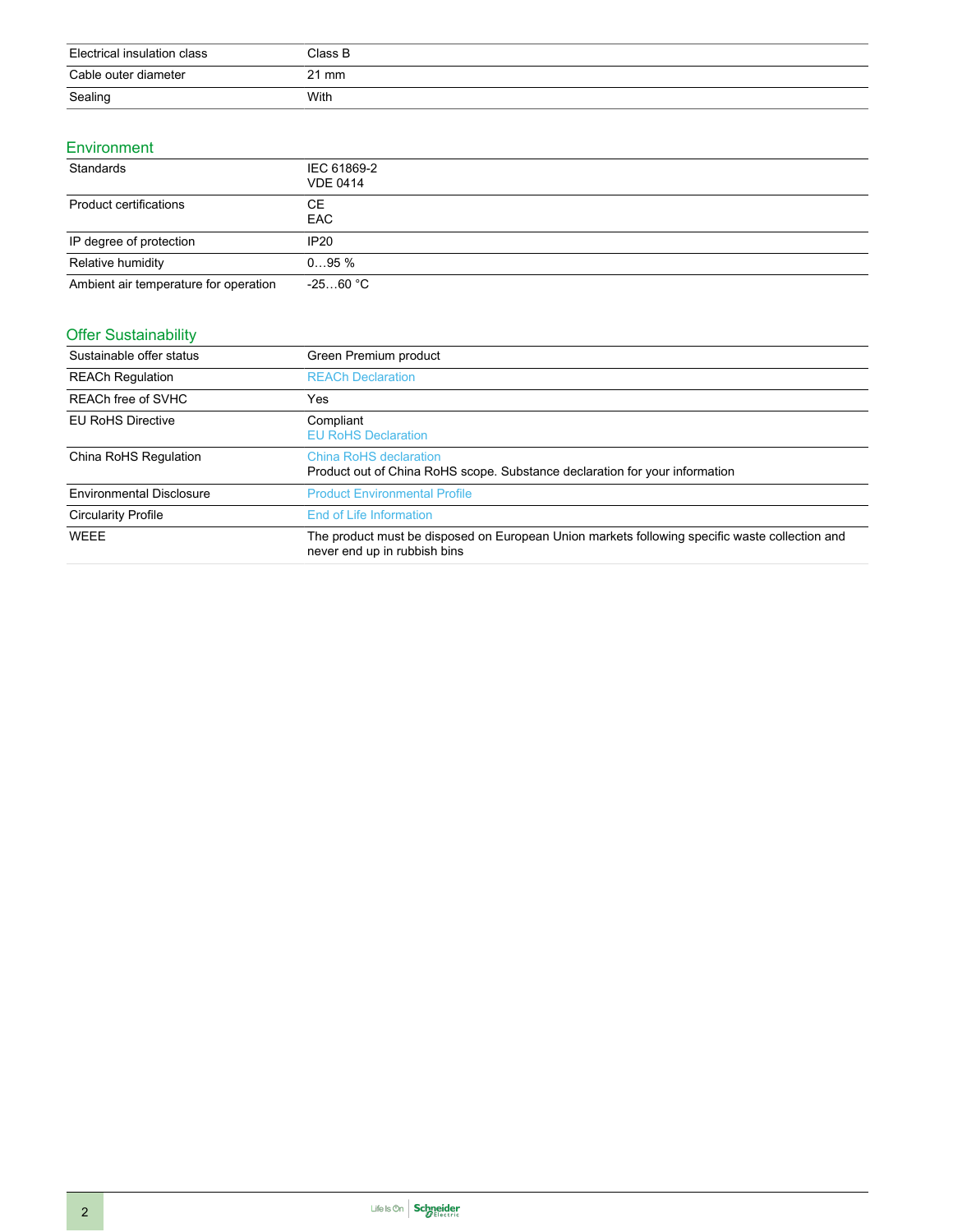| | |
|---|---|
| Electrical insulation class | Class B |
| Cable outer diameter | 21 mm |
| Sealing | With |

## Environment

| | |
|---|---|
| Standards | IEC 61869-2<br>VDE 0414 |
| Product certifications | CE<br>EAC |
| IP degree of protection | IP20 |
| Relative humidity | 0…95 % |
| Ambient air temperature for operation | -25…60 °C |

## Offer Sustainability

| | |
|---|---|
| Sustainable offer status | Green Premium product |
| REACh Regulation | REACh Declaration |
| REACh free of SVHC | Yes |
| EU RoHS Directive | Compliant<br>EU RoHS Declaration |
| China RoHS Regulation | China RoHS declaration<br>Product out of China RoHS scope. Substance declaration for your information |
| Environmental Disclosure | Product Environmental Profile |
| Circularity Profile | End of Life Information |
| WEEE | The product must be disposed on European Union markets following specific waste collection and never end up in rubbish bins |